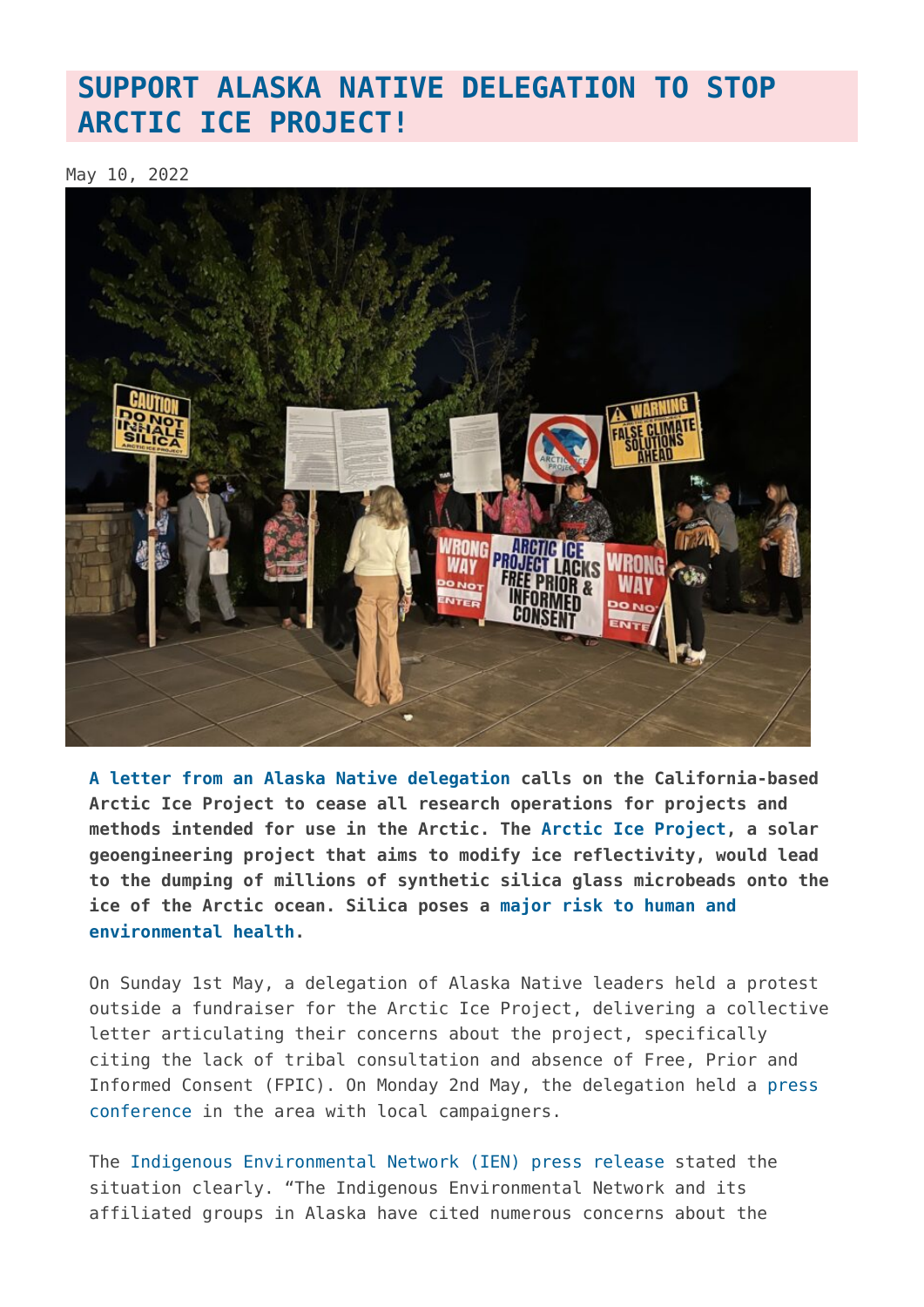# SUPPORT ALASKA NATIVE DELEGATION TO STOP ARCTIC ICE PROJECT!

May 10, 2022

**A letter from an Alaska Native delegation calls on the California-based Arctic Ice Project to cease all research operations for projects and methods intended for use in the Arctic. The Arctic Ice Project, a solar geoengineering project that aims to modify ice reflectivity, would lead to the dumping of millions of synthetic silica glass microbeads onto the ice of the Arctic ocean. Silica poses a major risk to human and environmental health.**

On Sunday 1st May, a delegation of Alaska Native leaders held a protest outside a fundraiser for the Arctic Ice Project, delivering a collective letter articulating their concerns about the project, specifically citing the lack of tribal consultation and absence of Free, Prior and Informed Consent (FPIC). On Monday 2nd May, the delegation held a press conference in the area with local campaigners.

The Indigenous Environmental Network (IEN) press release stated the situation clearly. "The Indigenous Environmental Network and its affiliated groups in Alaska have cited numerous concerns about the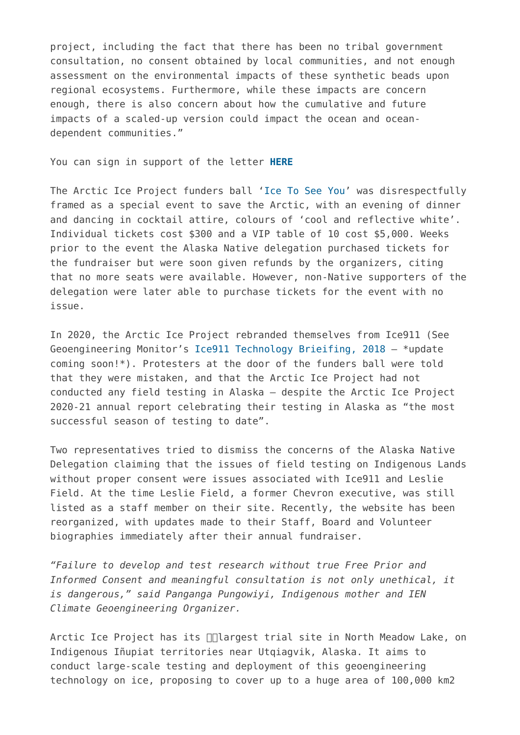project, including the fact that there has been no tribal government consultation, no consent obtained by local communities, and not enough assessment on the environmental impacts of these synthetic beads upon regional ecosystems. Furthermore, while these impacts are concern enough, there is also concern about how the cumulative and future impacts of a scaled-up version could impact the ocean and ocean-dependent communities."

You can sign in support of the letter **HERE**

The Arctic Ice Project funders ball 'Ice To See You' was disrespectfully framed as a special event to save the Arctic, with an evening of dinner and dancing in cocktail attire, colours of 'cool and reflective white'. Individual tickets cost $300 and a VIP table of 10 cost $5,000. Weeks prior to the event the Alaska Native delegation purchased tickets for the fundraiser but were soon given refunds by the organizers, citing that no more seats were available. However, non-Native supporters of the delegation were later able to purchase tickets for the event with no issue.

In 2020, the Arctic Ice Project rebranded themselves from Ice911 (See Geoengineering Monitor's Ice911 Technology Brieifing, 2018 – *update coming soon!*). Protesters at the door of the funders ball were told that they were mistaken, and that the Arctic Ice Project had not conducted any field testing in Alaska – despite the Arctic Ice Project 2020-21 annual report celebrating their testing in Alaska as "the most successful season of testing to date".

Two representatives tried to dismiss the concerns of the Alaska Native Delegation claiming that the issues of field testing on Indigenous Lands without proper consent were issues associated with Ice911 and Leslie Field. At the time Leslie Field, a former Chevron executive, was still listed as a staff member on their site. Recently, the website has been reorganized, with updates made to their Staff, Board and Volunteer biographies immediately after their annual fundraiser.

*"Failure to develop and test research without true Free Prior and Informed Consent and meaningful consultation is not only unethical, it is dangerous," said Panganga Pungowiyi, Indigenous mother and IEN Climate Geoengineering Organizer.*

Arctic Ice Project has its largest trial site in North Meadow Lake, on Indigenous Iñupiat territories near Utqiagvik, Alaska. It aims to conduct large-scale testing and deployment of this geoengineering technology on ice, proposing to cover up to a huge area of 100,000 km2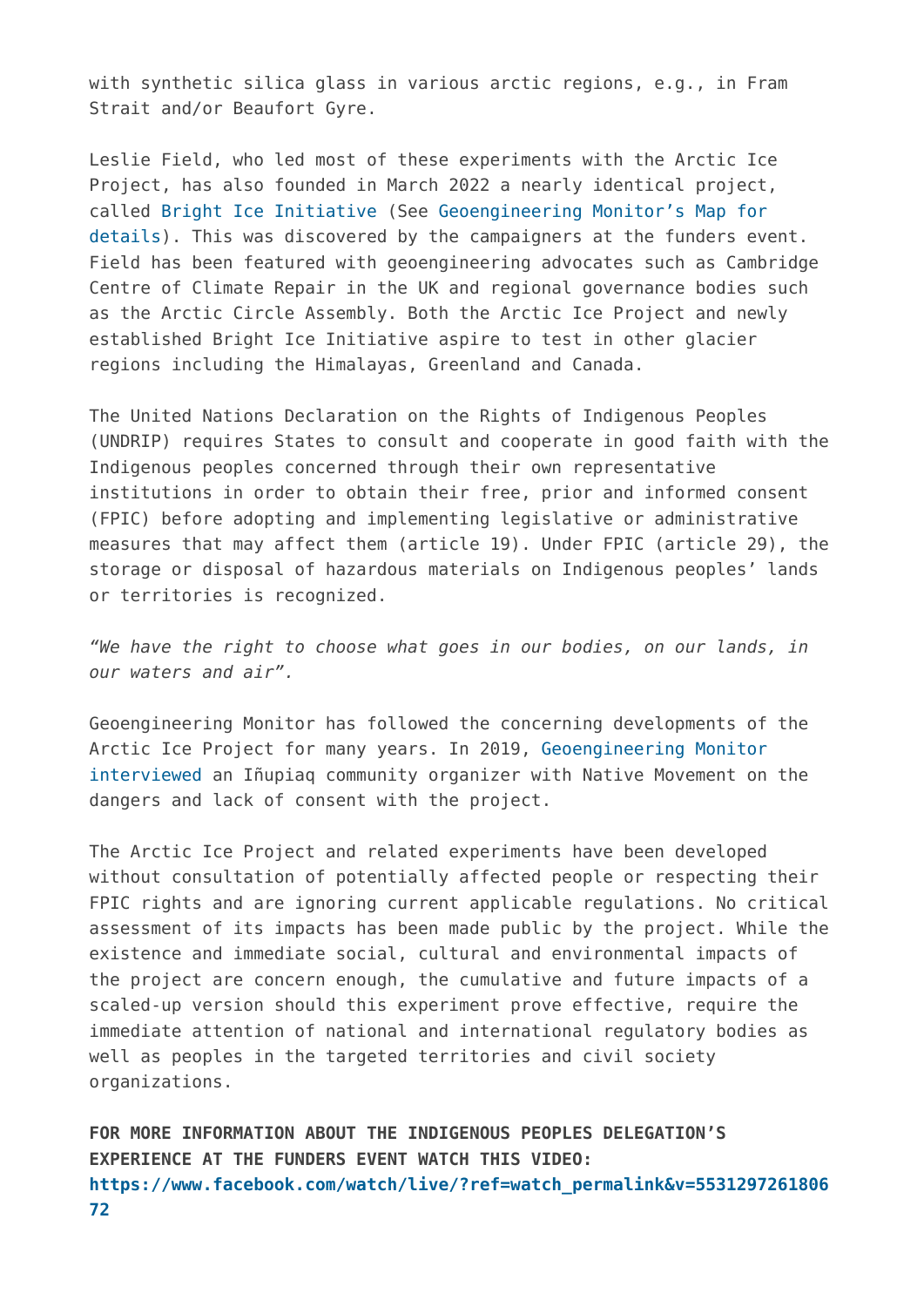with synthetic silica glass in various arctic regions, e.g., in Fram Strait and/or Beaufort Gyre.

Leslie Field, who led most of these experiments with the Arctic Ice Project, has also founded in March 2022 a nearly identical project, called Bright Ice Initiative (See Geoengineering Monitor's Map for details). This was discovered by the campaigners at the funders event. Field has been featured with geoengineering advocates such as Cambridge Centre of Climate Repair in the UK and regional governance bodies such as the Arctic Circle Assembly. Both the Arctic Ice Project and newly established Bright Ice Initiative aspire to test in other glacier regions including the Himalayas, Greenland and Canada.

The United Nations Declaration on the Rights of Indigenous Peoples (UNDRIP) requires States to consult and cooperate in good faith with the Indigenous peoples concerned through their own representative institutions in order to obtain their free, prior and informed consent (FPIC) before adopting and implementing legislative or administrative measures that may affect them (article 19). Under FPIC (article 29), the storage or disposal of hazardous materials on Indigenous peoples' lands or territories is recognized.

*"We have the right to choose what goes in our bodies, on our lands, in our waters and air".*

Geoengineering Monitor has followed the concerning developments of the Arctic Ice Project for many years. In 2019, Geoengineering Monitor interviewed an Iñupiaq community organizer with Native Movement on the dangers and lack of consent with the project.

The Arctic Ice Project and related experiments have been developed without consultation of potentially affected people or respecting their FPIC rights and are ignoring current applicable regulations. No critical assessment of its impacts has been made public by the project. While the existence and immediate social, cultural and environmental impacts of the project are concern enough, the cumulative and future impacts of a scaled-up version should this experiment prove effective, require the immediate attention of national and international regulatory bodies as well as peoples in the targeted territories and civil society organizations.

**FOR MORE INFORMATION ABOUT THE INDIGENOUS PEOPLES DELEGATION'S EXPERIENCE AT THE FUNDERS EVENT WATCH THIS VIDEO: https://www.facebook.com/watch/live/?ref=watch_permalink&v=553129726180672**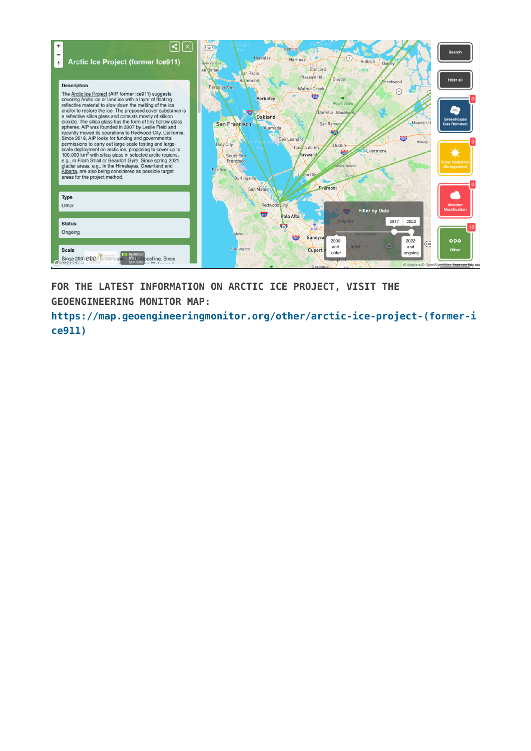FOR THE LATEST INFORMATION ON ARCTIC ICE PROJECT, VISIT THE GEOENGINEERING MONITOR MAP:

https://map.geoengineeringmonitor.org/other/arctic-ice-project-(former-ice911)